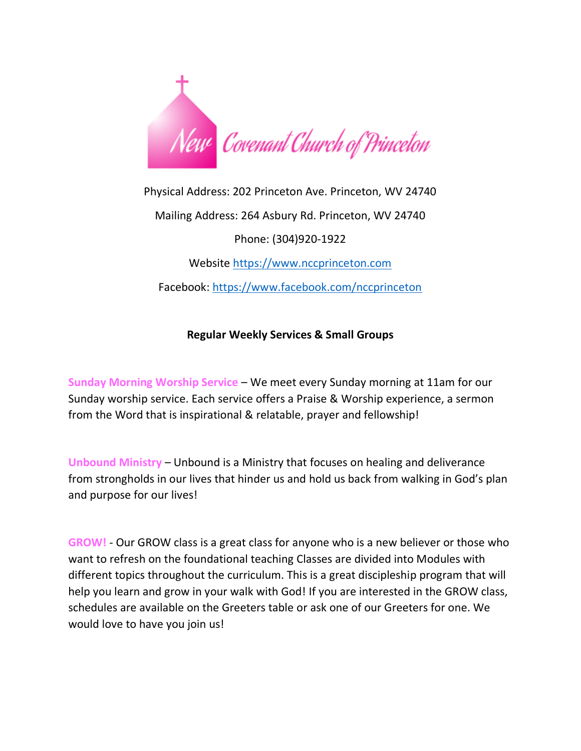# New Covenant Church of Princeton

Physical Address: 202 Princeton Ave. Princeton, WV 24740

Mailing Address: 264 Asbury Rd. Princeton, WV 24740

Phone: (304)920-1922

Website https://www.nccprinceton.com

Facebook: https://www.facebook.com/nccprinceton

## Regular Weekly Services & Small Groups

**Sunday Morning Worship Service** – We meet every Sunday morning at 11am for our Sunday worship service. Each service offers a Praise & Worship experience, a sermon from the Word that is inspirational & relatable, prayer and fellowship!

**Unbound Ministry** – Unbound is a Ministry that focuses on healing and deliverance from strongholds in our lives that hinder us and hold us back from walking in God's plan and purpose for our lives!

**GROW!** - Our GROW class is a great class for anyone who is a new believer or those who want to refresh on the foundational teaching Classes are divided into Modules with different topics throughout the curriculum. This is a great discipleship program that will help you learn and grow in your walk with God! If you are interested in the GROW class, schedules are available on the Greeters table or ask one of our Greeters for one. We would love to have you join us!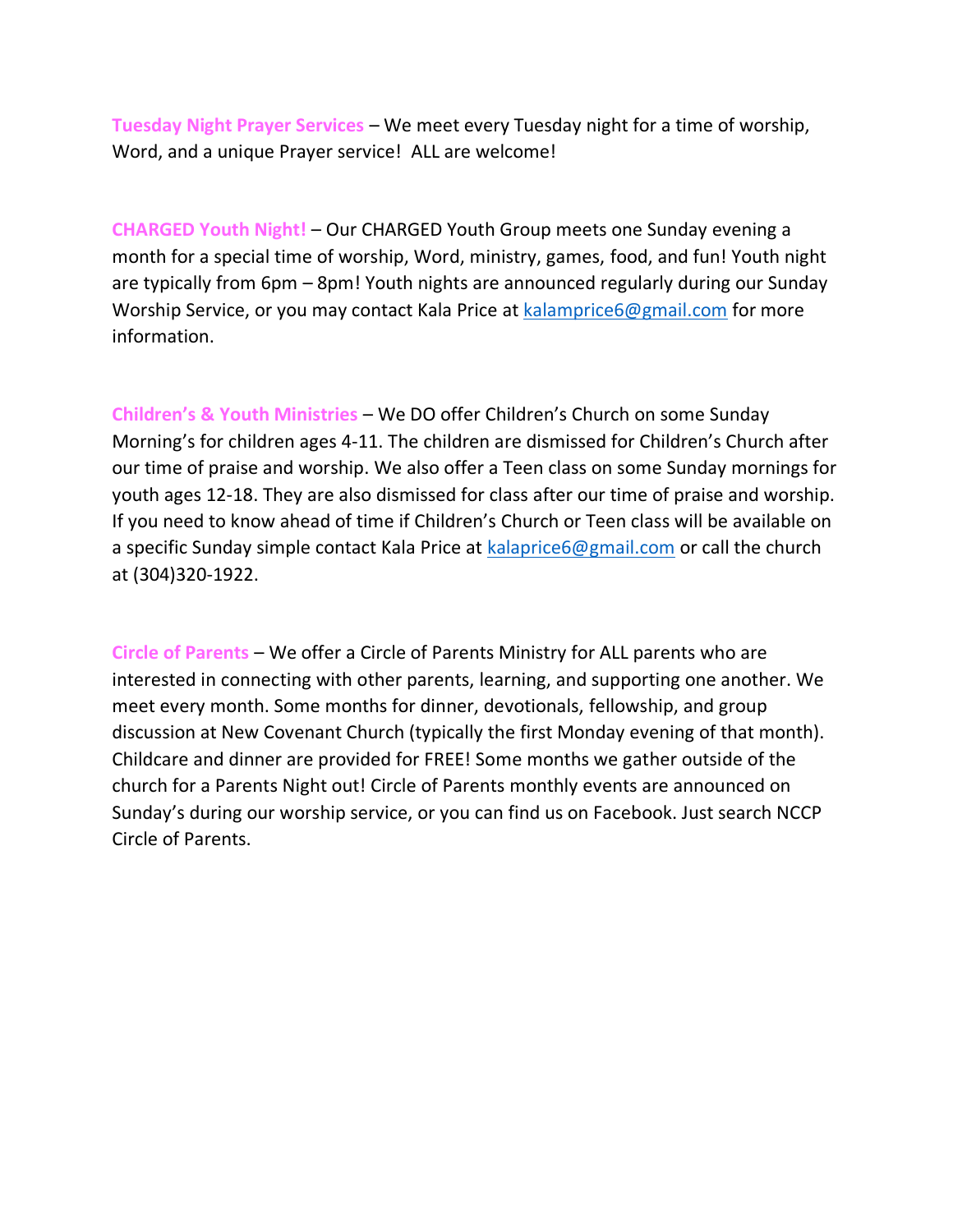**Tuesday Night Prayer Services** – We meet every Tuesday night for a time of worship, Word, and a unique Prayer service! ALL are welcome!

**CHARGED Youth Night!** – Our CHARGED Youth Group meets one Sunday evening a month for a special time of worship, Word, ministry, games, food, and fun! Youth night are typically from 6pm – 8pm! Youth nights are announced regularly during our Sunday Worship Service, or you may contact Kala Price at kalamprice6@gmail.com for more information.

**Children's & Youth Ministries** – We DO offer Children's Church on some Sunday Morning's for children ages 4-11. The children are dismissed for Children's Church after our time of praise and worship. We also offer a Teen class on some Sunday mornings for youth ages 12-18. They are also dismissed for class after our time of praise and worship. If you need to know ahead of time if Children's Church or Teen class will be available on a specific Sunday simple contact Kala Price at kalaprice6@gmail.com or call the church at (304)320-1922.

**Circle of Parents** – We offer a Circle of Parents Ministry for ALL parents who are interested in connecting with other parents, learning, and supporting one another. We meet every month. Some months for dinner, devotionals, fellowship, and group discussion at New Covenant Church (typically the first Monday evening of that month). Childcare and dinner are provided for FREE! Some months we gather outside of the church for a Parents Night out! Circle of Parents monthly events are announced on Sunday's during our worship service, or you can find us on Facebook. Just search NCCP Circle of Parents.